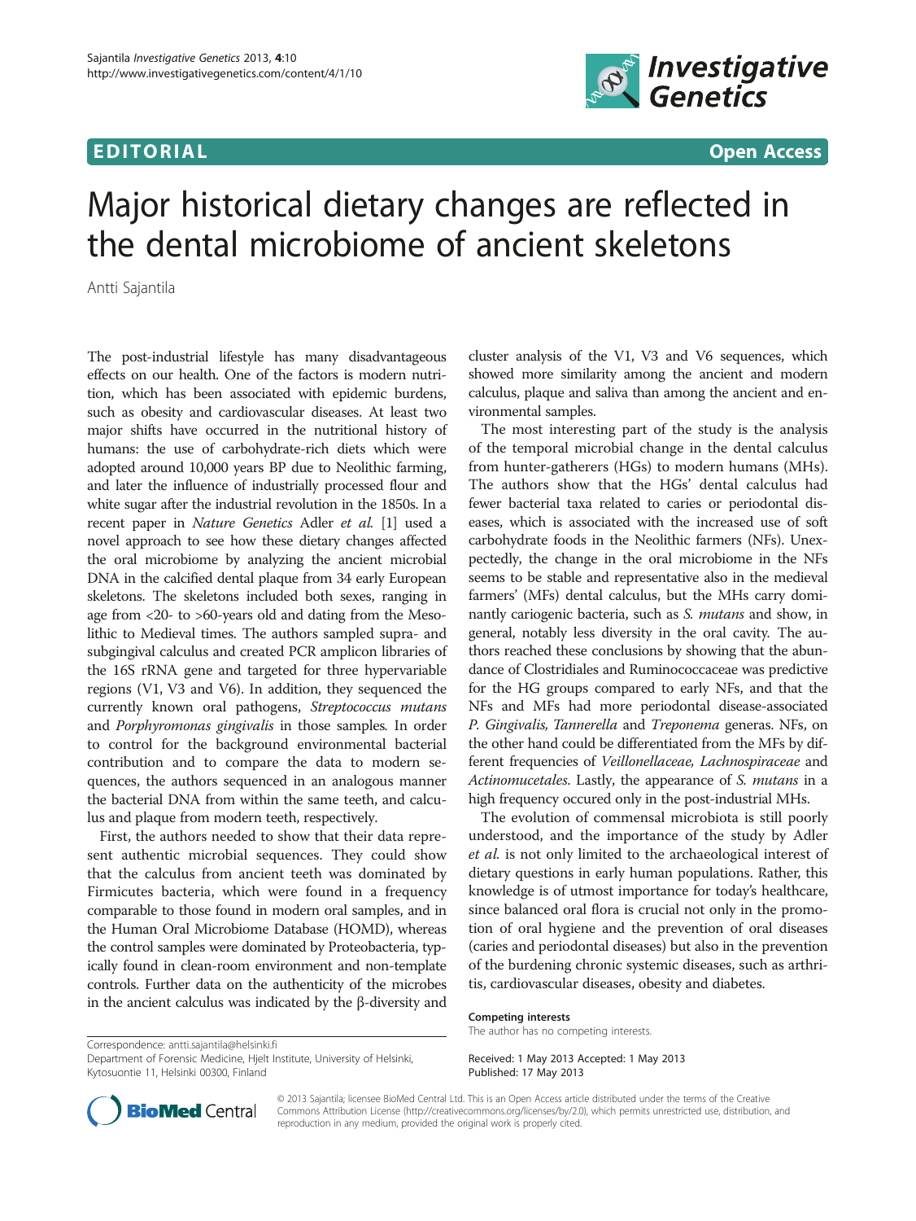**EDITORIAL** **Open Access**

# Major historical dietary changes are reflected in the dental microbiome of ancient skeletons

Antti Sajantila

The post-industrial lifestyle has many disadvantageous effects on our health. One of the factors is modern nutrition, which has been associated with epidemic burdens, such as obesity and cardiovascular diseases. At least two major shifts have occurred in the nutritional history of humans: the use of carbohydrate-rich diets which were adopted around 10,000 years BP due to Neolithic farming, and later the influence of industrially processed flour and white sugar after the industrial revolution in the 1850s. In a recent paper in *Nature Genetics* Adler *et al.* [1] used a novel approach to see how these dietary changes affected the oral microbiome by analyzing the ancient microbial DNA in the calcified dental plaque from 34 early European skeletons. The skeletons included both sexes, ranging in age from <20- to >60-years old and dating from the Mesolithic to Medieval times. The authors sampled supra- and subgingival calculus and created PCR amplicon libraries of the 16S rRNA gene and targeted for three hypervariable regions (V1, V3 and V6). In addition, they sequenced the currently known oral pathogens, *Streptococcus mutans* and *Porphyromonas gingivalis* in those samples. In order to control for the background environmental bacterial contribution and to compare the data to modern sequences, the authors sequenced in an analogous manner the bacterial DNA from within the same teeth, and calculus and plaque from modern teeth, respectively.

First, the authors needed to show that their data represent authentic microbial sequences. They could show that the calculus from ancient teeth was dominated by Firmicutes bacteria, which were found in a frequency comparable to those found in modern oral samples, and in the Human Oral Microbiome Database (HOMD), whereas the control samples were dominated by Proteobacteria, typically found in clean-room environment and non-template controls. Further data on the authenticity of the microbes in the ancient calculus was indicated by the β-diversity and cluster analysis of the V1, V3 and V6 sequences, which showed more similarity among the ancient and modern calculus, plaque and saliva than among the ancient and environmental samples.

The most interesting part of the study is the analysis of the temporal microbial change in the dental calculus from hunter-gatherers (HGs) to modern humans (MHs). The authors show that the HGs' dental calculus had fewer bacterial taxa related to caries or periodontal diseases, which is associated with the increased use of soft carbohydrate foods in the Neolithic farmers (NFs). Unexpectedly, the change in the oral microbiome in the NFs seems to be stable and representative also in the medieval farmers' (MFs) dental calculus, but the MHs carry dominantly cariogenic bacteria, such as *S. mutans* and show, in general, notably less diversity in the oral cavity. The authors reached these conclusions by showing that the abundance of Clostridiales and Ruminococcaceae was predictive for the HG groups compared to early NFs, and that the NFs and MFs had more periodontal disease-associated *P. Gingivalis, Tannerella* and *Treponema* generas. NFs, on the other hand could be differentiated from the MFs by different frequencies of *Veillonellaceae, Lachnospiraceae* and *Actinomucetales.* Lastly, the appearance of *S. mutans* in a high frequency occured only in the post-industrial MHs.

The evolution of commensal microbiota is still poorly understood, and the importance of the study by Adler *et al.* is not only limited to the archaeological interest of dietary questions in early human populations. Rather, this knowledge is of utmost importance for today's healthcare, since balanced oral flora is crucial not only in the promotion of oral hygiene and the prevention of oral diseases (caries and periodontal diseases) but also in the prevention of the burdening chronic systemic diseases, such as arthritis, cardiovascular diseases, obesity and diabetes.

#### Competing interests

The author has no competing interests.

Received: 1 May 2013 Accepted: 1 May 2013
Published: 17 May 2013

Correspondence: antti.sajantila@helsinki.fi
Department of Forensic Medicine, Hjelt Institute, University of Helsinki, Kytosuontie 11, Helsinki 00300, Finland

© 2013 Sajantila; licensee BioMed Central Ltd. This is an Open Access article distributed under the terms of the Creative Commons Attribution License (http://creativecommons.org/licenses/by/2.0), which permits unrestricted use, distribution, and reproduction in any medium, provided the original work is properly cited.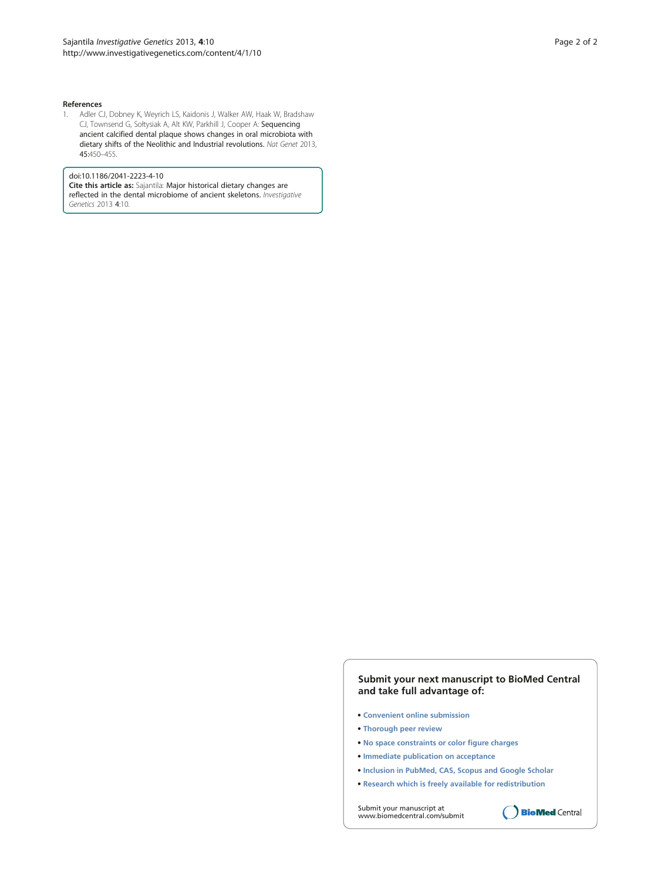### References

1. Adler CJ, Dobney K, Weyrich LS, Kaidonis J, Walker AW, Haak W, Bradshaw CJ, Townsend G, Sołtysiak A, Alt KW, Parkhill J, Cooper A: **Sequencing ancient calcified dental plaque shows changes in oral microbiota with dietary shifts of the Neolithic and Industrial revolutions.** *Nat Genet* 2013, **45:**450–455.

doi:10.1186/2041-2223-4-10

**Cite this article as:** Sajantila: Major historical dietary changes are reflected in the dental microbiome of ancient skeletons. *Investigative Genetics* 2013 **4**:10.

**Submit your next manuscript to BioMed Central and take full advantage of:**

- **Convenient online submission**
- **Thorough peer review**
- **No space constraints or color figure charges**
- **Immediate publication on acceptance**
- **Inclusion in PubMed, CAS, Scopus and Google Scholar**
- **Research which is freely available for redistribution**

Submit your manuscript at www.biomedcentral.com/submit

BioMed Central